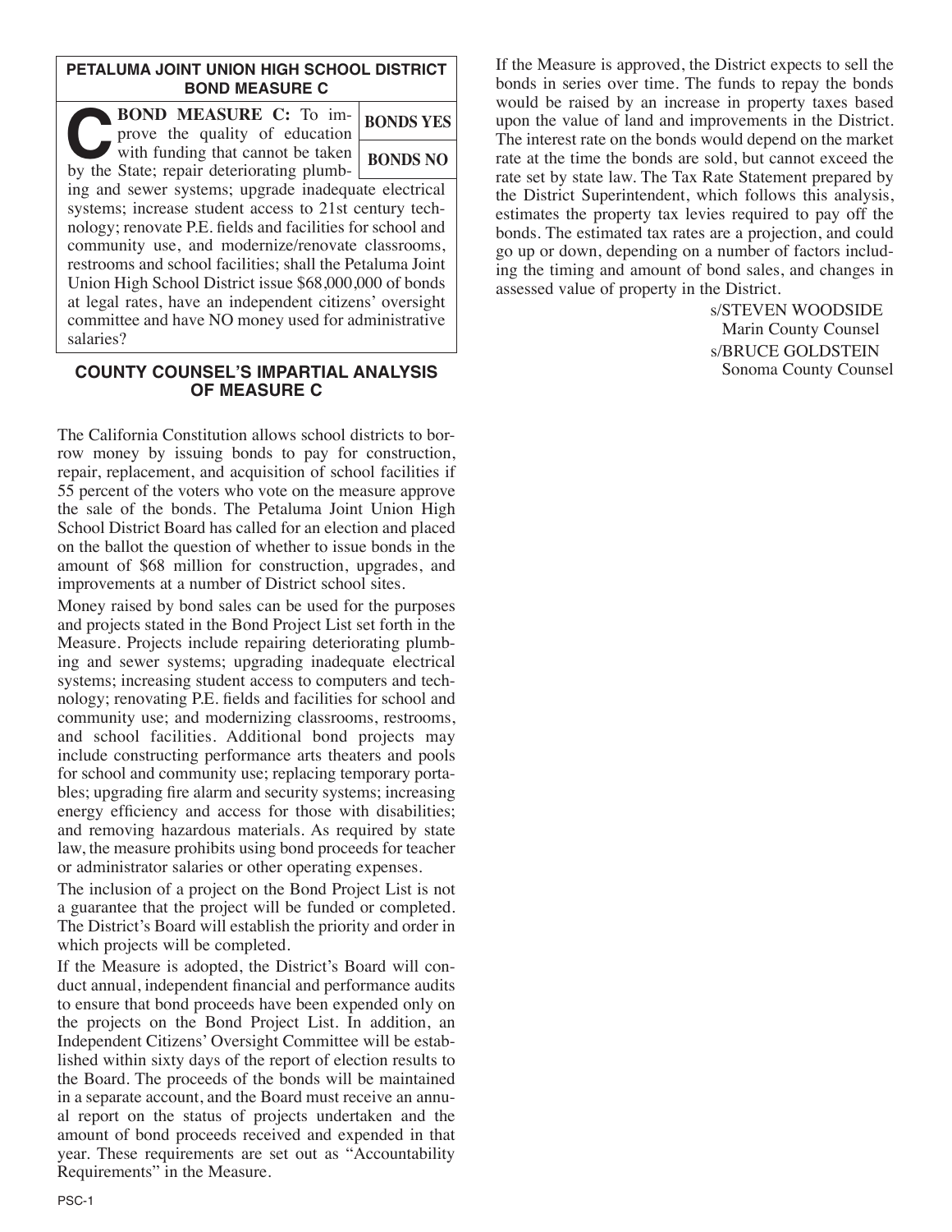## PETALUMA JOINT UNION HIGH SCHOOL DISTRICT BOND MEASURE C

| | |
|---|---|
| **C BOND MEASURE C:** To improve the quality of education with funding that cannot be taken by the State; repair deteriorating plumbing and sewer systems; upgrade inadequate electrical systems; increase student access to 21st century technology; renovate P.E. fields and facilities for school and community use, and modernize/renovate classrooms, restrooms and school facilities; shall the Petaluma Joint Union High School District issue $68,000,000 of bonds at legal rates, have an independent citizens' oversight committee and have NO money used for administrative salaries? | **BONDS YES** |
| | **BONDS NO** |

## COUNTY COUNSEL'S IMPARTIAL ANALYSIS OF MEASURE C

The California Constitution allows school districts to borrow money by issuing bonds to pay for construction, repair, replacement, and acquisition of school facilities if 55 percent of the voters who vote on the measure approve the sale of the bonds. The Petaluma Joint Union High School District Board has called for an election and placed on the ballot the question of whether to issue bonds in the amount of $68 million for construction, upgrades, and improvements at a number of District school sites.

Money raised by bond sales can be used for the purposes and projects stated in the Bond Project List set forth in the Measure. Projects include repairing deteriorating plumbing and sewer systems; upgrading inadequate electrical systems; increasing student access to computers and technology; renovating P.E. fields and facilities for school and community use; and modernizing classrooms, restrooms, and school facilities. Additional bond projects may include constructing performance arts theaters and pools for school and community use; replacing temporary portables; upgrading fire alarm and security systems; increasing energy efficiency and access for those with disabilities; and removing hazardous materials. As required by state law, the measure prohibits using bond proceeds for teacher or administrator salaries or other operating expenses.

The inclusion of a project on the Bond Project List is not a guarantee that the project will be funded or completed. The District's Board will establish the priority and order in which projects will be completed.

If the Measure is adopted, the District's Board will conduct annual, independent financial and performance audits to ensure that bond proceeds have been expended only on the projects on the Bond Project List. In addition, an Independent Citizens' Oversight Committee will be established within sixty days of the report of election results to the Board. The proceeds of the bonds will be maintained in a separate account, and the Board must receive an annual report on the status of projects undertaken and the amount of bond proceeds received and expended in that year. These requirements are set out as "Accountability Requirements" in the Measure.

If the Measure is approved, the District expects to sell the bonds in series over time. The funds to repay the bonds would be raised by an increase in property taxes based upon the value of land and improvements in the District. The interest rate on the bonds would depend on the market rate at the time the bonds are sold, but cannot exceed the rate set by state law. The Tax Rate Statement prepared by the District Superintendent, which follows this analysis, estimates the property tax levies required to pay off the bonds. The estimated tax rates are a projection, and could go up or down, depending on a number of factors including the timing and amount of bond sales, and changes in assessed value of property in the District.

s/STEVEN WOODSIDE
Marin County Counsel

s/BRUCE GOLDSTEIN
Sonoma County Counsel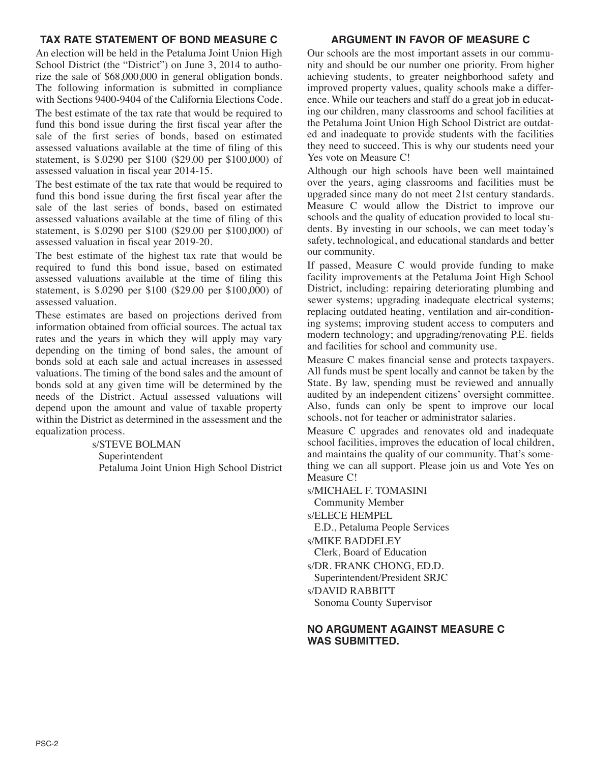## TAX RATE STATEMENT OF BOND MEASURE C

An election will be held in the Petaluma Joint Union High School District (the "District") on June 3, 2014 to authorize the sale of $68,000,000 in general obligation bonds. The following information is submitted in compliance with Sections 9400-9404 of the California Elections Code.

The best estimate of the tax rate that would be required to fund this bond issue during the first fiscal year after the sale of the first series of bonds, based on estimated assessed valuations available at the time of filing of this statement, is $.0290 per $100 ($29.00 per $100,000) of assessed valuation in fiscal year 2014-15.

The best estimate of the tax rate that would be required to fund this bond issue during the first fiscal year after the sale of the last series of bonds, based on estimated assessed valuations available at the time of filing of this statement, is $.0290 per $100 ($29.00 per $100,000) of assessed valuation in fiscal year 2019-20.

The best estimate of the highest tax rate that would be required to fund this bond issue, based on estimated assessed valuations available at the time of filing this statement, is $.0290 per $100 ($29.00 per $100,000) of assessed valuation.

These estimates are based on projections derived from information obtained from official sources. The actual tax rates and the years in which they will apply may vary depending on the timing of bond sales, the amount of bonds sold at each sale and actual increases in assessed valuations. The timing of the bond sales and the amount of bonds sold at any given time will be determined by the needs of the District. Actual assessed valuations will depend upon the amount and value of taxable property within the District as determined in the assessment and the equalization process.

s/STEVE BOLMAN
Superintendent
Petaluma Joint Union High School District

## ARGUMENT IN FAVOR OF MEASURE C

Our schools are the most important assets in our community and should be our number one priority. From higher achieving students, to greater neighborhood safety and improved property values, quality schools make a difference. While our teachers and staff do a great job in educating our children, many classrooms and school facilities at the Petaluma Joint Union High School District are outdated and inadequate to provide students with the facilities they need to succeed. This is why our students need your Yes vote on Measure C!

Although our high schools have been well maintained over the years, aging classrooms and facilities must be upgraded since many do not meet 21st century standards. Measure C would allow the District to improve our schools and the quality of education provided to local students. By investing in our schools, we can meet today's safety, technological, and educational standards and better our community.

If passed, Measure C would provide funding to make facility improvements at the Petaluma Joint High School District, including: repairing deteriorating plumbing and sewer systems; upgrading inadequate electrical systems; replacing outdated heating, ventilation and air-conditioning systems; improving student access to computers and modern technology; and upgrading/renovating P.E. fields and facilities for school and community use.

Measure C makes financial sense and protects taxpayers. All funds must be spent locally and cannot be taken by the State. By law, spending must be reviewed and annually audited by an independent citizens' oversight committee. Also, funds can only be spent to improve our local schools, not for teacher or administrator salaries.

Measure C upgrades and renovates old and inadequate school facilities, improves the education of local children, and maintains the quality of our community. That's something we can all support. Please join us and Vote Yes on Measure C!

s/MICHAEL F. TOMASINI
Community Member

s/ELECE HEMPEL
E.D., Petaluma People Services

s/MIKE BADDELEY
Clerk, Board of Education

s/DR. FRANK CHONG, ED.D.
Superintendent/President SRJC

s/DAVID RABBITT
Sonoma County Supervisor

## NO ARGUMENT AGAINST MEASURE C WAS SUBMITTED.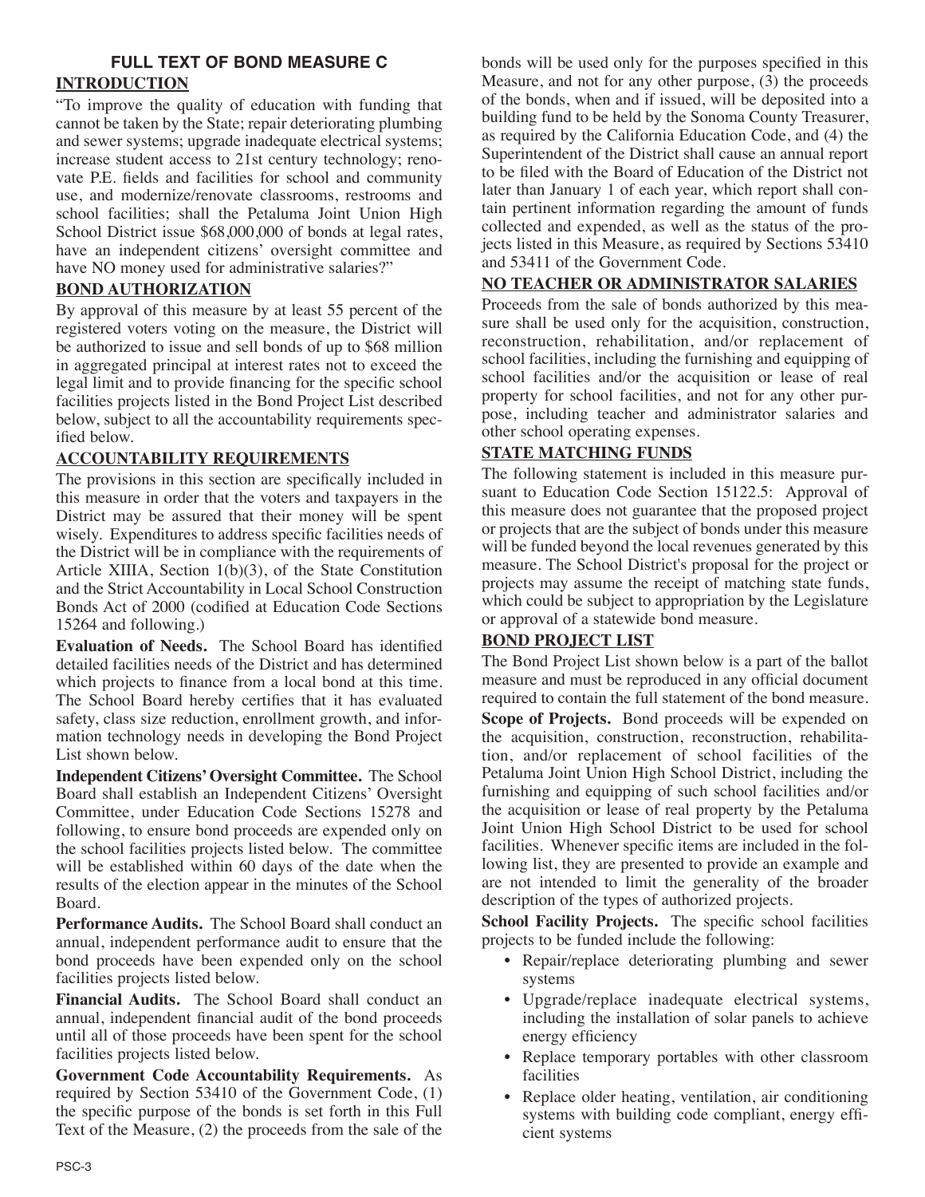# FULL TEXT OF BOND MEASURE C

## INTRODUCTION

"To improve the quality of education with funding that cannot be taken by the State; repair deteriorating plumbing and sewer systems; upgrade inadequate electrical systems; increase student access to 21st century technology; renovate P.E. fields and facilities for school and community use, and modernize/renovate classrooms, restrooms and school facilities; shall the Petaluma Joint Union High School District issue $68,000,000 of bonds at legal rates, have an independent citizens' oversight committee and have NO money used for administrative salaries?"

## BOND AUTHORIZATION

By approval of this measure by at least 55 percent of the registered voters voting on the measure, the District will be authorized to issue and sell bonds of up to $68 million in aggregated principal at interest rates not to exceed the legal limit and to provide financing for the specific school facilities projects listed in the Bond Project List described below, subject to all the accountability requirements specified below.

## ACCOUNTABILITY REQUIREMENTS

The provisions in this section are specifically included in this measure in order that the voters and taxpayers in the District may be assured that their money will be spent wisely. Expenditures to address specific facilities needs of the District will be in compliance with the requirements of Article XIIIA, Section 1(b)(3), of the State Constitution and the Strict Accountability in Local School Construction Bonds Act of 2000 (codified at Education Code Sections 15264 and following.)

**Evaluation of Needs.** The School Board has identified detailed facilities needs of the District and has determined which projects to finance from a local bond at this time. The School Board hereby certifies that it has evaluated safety, class size reduction, enrollment growth, and information technology needs in developing the Bond Project List shown below.

**Independent Citizens' Oversight Committee.** The School Board shall establish an Independent Citizens' Oversight Committee, under Education Code Sections 15278 and following, to ensure bond proceeds are expended only on the school facilities projects listed below. The committee will be established within 60 days of the date when the results of the election appear in the minutes of the School Board.

**Performance Audits.** The School Board shall conduct an annual, independent performance audit to ensure that the bond proceeds have been expended only on the school facilities projects listed below.

**Financial Audits.** The School Board shall conduct an annual, independent financial audit of the bond proceeds until all of those proceeds have been spent for the school facilities projects listed below.

**Government Code Accountability Requirements.** As required by Section 53410 of the Government Code, (1) the specific purpose of the bonds is set forth in this Full Text of the Measure, (2) the proceeds from the sale of the bonds will be used only for the purposes specified in this Measure, and not for any other purpose, (3) the proceeds of the bonds, when and if issued, will be deposited into a building fund to be held by the Sonoma County Treasurer, as required by the California Education Code, and (4) the Superintendent of the District shall cause an annual report to be filed with the Board of Education of the District not later than January 1 of each year, which report shall contain pertinent information regarding the amount of funds collected and expended, as well as the status of the projects listed in this Measure, as required by Sections 53410 and 53411 of the Government Code.

## NO TEACHER OR ADMINISTRATOR SALARIES

Proceeds from the sale of bonds authorized by this measure shall be used only for the acquisition, construction, reconstruction, rehabilitation, and/or replacement of school facilities, including the furnishing and equipping of school facilities and/or the acquisition or lease of real property for school facilities, and not for any other purpose, including teacher and administrator salaries and other school operating expenses.

## STATE MATCHING FUNDS

The following statement is included in this measure pursuant to Education Code Section 15122.5: Approval of this measure does not guarantee that the proposed project or projects that are the subject of bonds under this measure will be funded beyond the local revenues generated by this measure. The School District's proposal for the project or projects may assume the receipt of matching state funds, which could be subject to appropriation by the Legislature or approval of a statewide bond measure.

## BOND PROJECT LIST

The Bond Project List shown below is a part of the ballot measure and must be reproduced in any official document required to contain the full statement of the bond measure.

**Scope of Projects.** Bond proceeds will be expended on the acquisition, construction, reconstruction, rehabilitation, and/or replacement of school facilities of the Petaluma Joint Union High School District, including the furnishing and equipping of such school facilities and/or the acquisition or lease of real property by the Petaluma Joint Union High School District to be used for school facilities. Whenever specific items are included in the following list, they are presented to provide an example and are not intended to limit the generality of the broader description of the types of authorized projects.

**School Facility Projects.** The specific school facilities projects to be funded include the following:

- Repair/replace deteriorating plumbing and sewer systems
- Upgrade/replace inadequate electrical systems, including the installation of solar panels to achieve energy efficiency
- Replace temporary portables with other classroom facilities
- Replace older heating, ventilation, air conditioning systems with building code compliant, energy efficient systems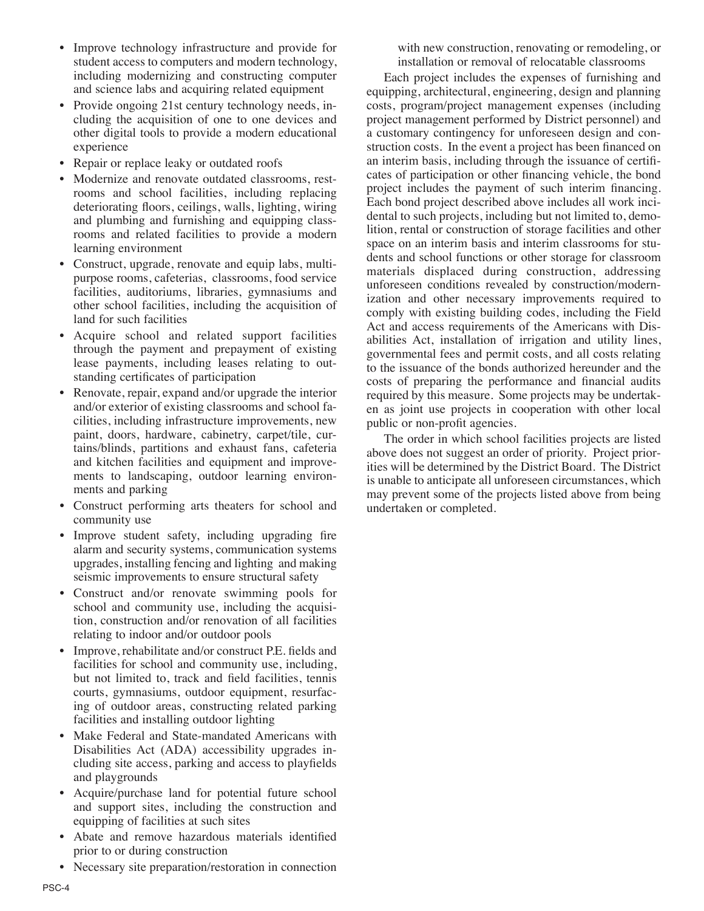- Improve technology infrastructure and provide for student access to computers and modern technology, including modernizing and constructing computer and science labs and acquiring related equipment
- Provide ongoing 21st century technology needs, including the acquisition of one to one devices and other digital tools to provide a modern educational experience
- Repair or replace leaky or outdated roofs
- Modernize and renovate outdated classrooms, restrooms and school facilities, including replacing deteriorating floors, ceilings, walls, lighting, wiring and plumbing and furnishing and equipping classrooms and related facilities to provide a modern learning environment
- Construct, upgrade, renovate and equip labs, multipurpose rooms, cafeterias, classrooms, food service facilities, auditoriums, libraries, gymnasiums and other school facilities, including the acquisition of land for such facilities
- Acquire school and related support facilities through the payment and prepayment of existing lease payments, including leases relating to outstanding certificates of participation
- Renovate, repair, expand and/or upgrade the interior and/or exterior of existing classrooms and school facilities, including infrastructure improvements, new paint, doors, hardware, cabinetry, carpet/tile, curtains/blinds, partitions and exhaust fans, cafeteria and kitchen facilities and equipment and improvements to landscaping, outdoor learning environments and parking
- Construct performing arts theaters for school and community use
- Improve student safety, including upgrading fire alarm and security systems, communication systems upgrades, installing fencing and lighting and making seismic improvements to ensure structural safety
- Construct and/or renovate swimming pools for school and community use, including the acquisition, construction and/or renovation of all facilities relating to indoor and/or outdoor pools
- Improve, rehabilitate and/or construct P.E. fields and facilities for school and community use, including, but not limited to, track and field facilities, tennis courts, gymnasiums, outdoor equipment, resurfacing of outdoor areas, constructing related parking facilities and installing outdoor lighting
- Make Federal and State-mandated Americans with Disabilities Act (ADA) accessibility upgrades including site access, parking and access to playfields and playgrounds
- Acquire/purchase land for potential future school and support sites, including the construction and equipping of facilities at such sites
- Abate and remove hazardous materials identified prior to or during construction
- Necessary site preparation/restoration in connection with new construction, renovating or remodeling, or installation or removal of relocatable classrooms

Each project includes the expenses of furnishing and equipping, architectural, engineering, design and planning costs, program/project management expenses (including project management performed by District personnel) and a customary contingency for unforeseen design and construction costs. In the event a project has been financed on an interim basis, including through the issuance of certificates of participation or other financing vehicle, the bond project includes the payment of such interim financing. Each bond project described above includes all work incidental to such projects, including but not limited to, demolition, rental or construction of storage facilities and other space on an interim basis and interim classrooms for students and school functions or other storage for classroom materials displaced during construction, addressing unforeseen conditions revealed by construction/modernization and other necessary improvements required to comply with existing building codes, including the Field Act and access requirements of the Americans with Disabilities Act, installation of irrigation and utility lines, governmental fees and permit costs, and all costs relating to the issuance of the bonds authorized hereunder and the costs of preparing the performance and financial audits required by this measure. Some projects may be undertaken as joint use projects in cooperation with other local public or non-profit agencies.

The order in which school facilities projects are listed above does not suggest an order of priority. Project priorities will be determined by the District Board. The District is unable to anticipate all unforeseen circumstances, which may prevent some of the projects listed above from being undertaken or completed.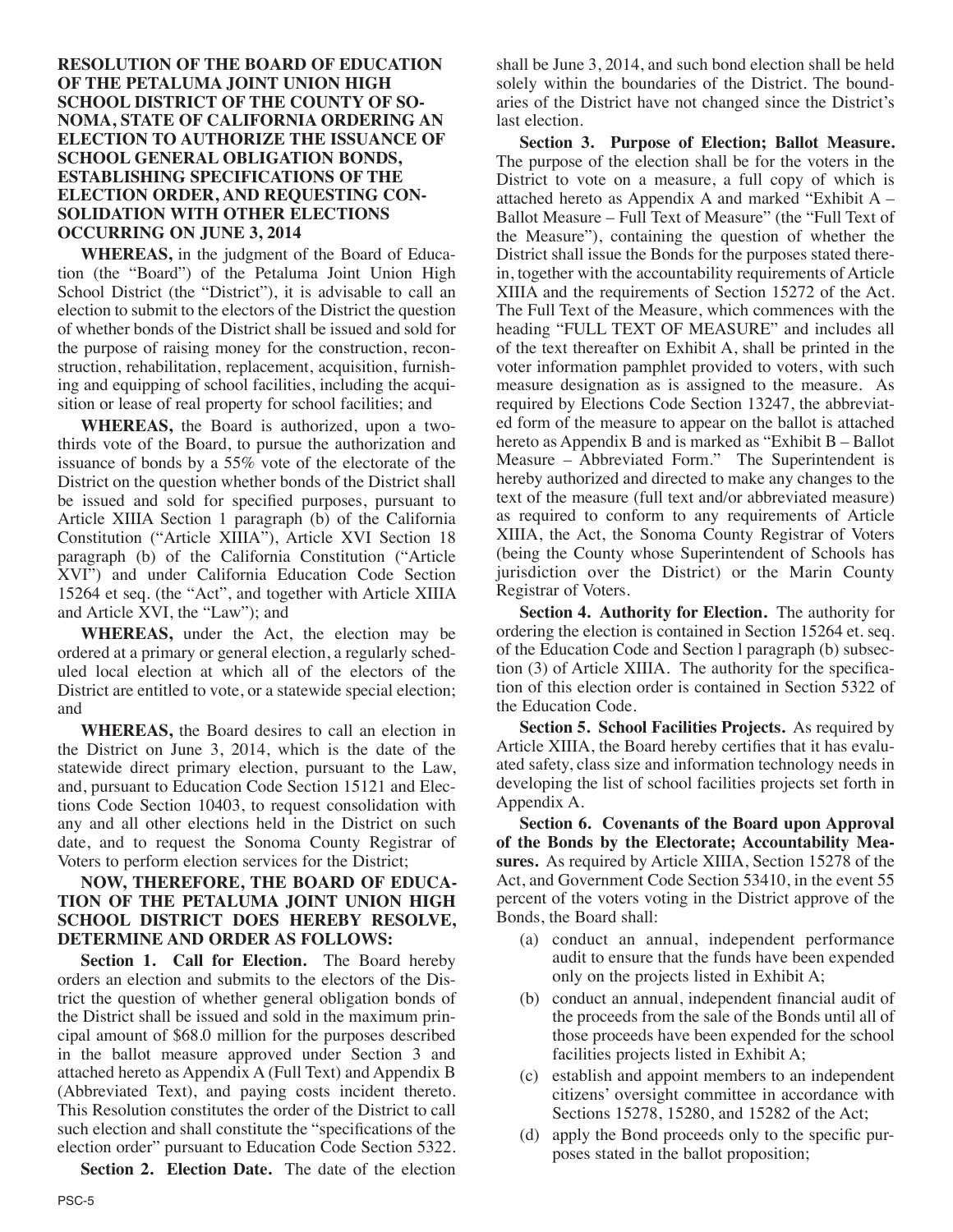**RESOLUTION OF THE BOARD OF EDUCATION OF THE PETALUMA JOINT UNION HIGH SCHOOL DISTRICT OF THE COUNTY OF SONOMA, STATE OF CALIFORNIA ORDERING AN ELECTION TO AUTHORIZE THE ISSUANCE OF SCHOOL GENERAL OBLIGATION BONDS, ESTABLISHING SPECIFICATIONS OF THE ELECTION ORDER, AND REQUESTING CONSOLIDATION WITH OTHER ELECTIONS OCCURRING ON JUNE 3, 2014**

**WHEREAS,** in the judgment of the Board of Education (the "Board") of the Petaluma Joint Union High School District (the "District"), it is advisable to call an election to submit to the electors of the District the question of whether bonds of the District shall be issued and sold for the purpose of raising money for the construction, reconstruction, rehabilitation, replacement, acquisition, furnishing and equipping of school facilities, including the acquisition or lease of real property for school facilities; and

**WHEREAS,** the Board is authorized, upon a two-thirds vote of the Board, to pursue the authorization and issuance of bonds by a 55% vote of the electorate of the District on the question whether bonds of the District shall be issued and sold for specified purposes, pursuant to Article XIIIA Section 1 paragraph (b) of the California Constitution ("Article XIIIA"), Article XVI Section 18 paragraph (b) of the California Constitution ("Article XVI") and under California Education Code Section 15264 et seq. (the "Act", and together with Article XIIIA and Article XVI, the "Law"); and

**WHEREAS,** under the Act, the election may be ordered at a primary or general election, a regularly scheduled local election at which all of the electors of the District are entitled to vote, or a statewide special election; and

**WHEREAS,** the Board desires to call an election in the District on June 3, 2014, which is the date of the statewide direct primary election, pursuant to the Law, and, pursuant to Education Code Section 15121 and Elections Code Section 10403, to request consolidation with any and all other elections held in the District on such date, and to request the Sonoma County Registrar of Voters to perform election services for the District;

**NOW, THEREFORE, THE BOARD OF EDUCATION OF THE PETALUMA JOINT UNION HIGH SCHOOL DISTRICT DOES HEREBY RESOLVE, DETERMINE AND ORDER AS FOLLOWS:**

**Section 1. Call for Election.** The Board hereby orders an election and submits to the electors of the District the question of whether general obligation bonds of the District shall be issued and sold in the maximum principal amount of $68.0 million for the purposes described in the ballot measure approved under Section 3 and attached hereto as Appendix A (Full Text) and Appendix B (Abbreviated Text), and paying costs incident thereto. This Resolution constitutes the order of the District to call such election and shall constitute the "specifications of the election order" pursuant to Education Code Section 5322.

**Section 2. Election Date.** The date of the election shall be June 3, 2014, and such bond election shall be held solely within the boundaries of the District. The boundaries of the District have not changed since the District's last election.

**Section 3. Purpose of Election; Ballot Measure.** The purpose of the election shall be for the voters in the District to vote on a measure, a full copy of which is attached hereto as Appendix A and marked "Exhibit A – Ballot Measure – Full Text of Measure" (the "Full Text of the Measure"), containing the question of whether the District shall issue the Bonds for the purposes stated therein, together with the accountability requirements of Article XIIIA and the requirements of Section 15272 of the Act. The Full Text of the Measure, which commences with the heading "FULL TEXT OF MEASURE" and includes all of the text thereafter on Exhibit A, shall be printed in the voter information pamphlet provided to voters, with such measure designation as is assigned to the measure. As required by Elections Code Section 13247, the abbreviated form of the measure to appear on the ballot is attached hereto as Appendix B and is marked as "Exhibit B – Ballot Measure – Abbreviated Form." The Superintendent is hereby authorized and directed to make any changes to the text of the measure (full text and/or abbreviated measure) as required to conform to any requirements of Article XIIIA, the Act, the Sonoma County Registrar of Voters (being the County whose Superintendent of Schools has jurisdiction over the District) or the Marin County Registrar of Voters.

**Section 4. Authority for Election.** The authority for ordering the election is contained in Section 15264 et. seq. of the Education Code and Section l paragraph (b) subsection (3) of Article XIIIA. The authority for the specification of this election order is contained in Section 5322 of the Education Code.

**Section 5. School Facilities Projects.** As required by Article XIIIA, the Board hereby certifies that it has evaluated safety, class size and information technology needs in developing the list of school facilities projects set forth in Appendix A.

**Section 6. Covenants of the Board upon Approval of the Bonds by the Electorate; Accountability Measures.** As required by Article XIIIA, Section 15278 of the Act, and Government Code Section 53410, in the event 55 percent of the voters voting in the District approve of the Bonds, the Board shall:

(a) conduct an annual, independent performance audit to ensure that the funds have been expended only on the projects listed in Exhibit A;

(b) conduct an annual, independent financial audit of the proceeds from the sale of the Bonds until all of those proceeds have been expended for the school facilities projects listed in Exhibit A;

(c) establish and appoint members to an independent citizens' oversight committee in accordance with Sections 15278, 15280, and 15282 of the Act;

(d) apply the Bond proceeds only to the specific purposes stated in the ballot proposition;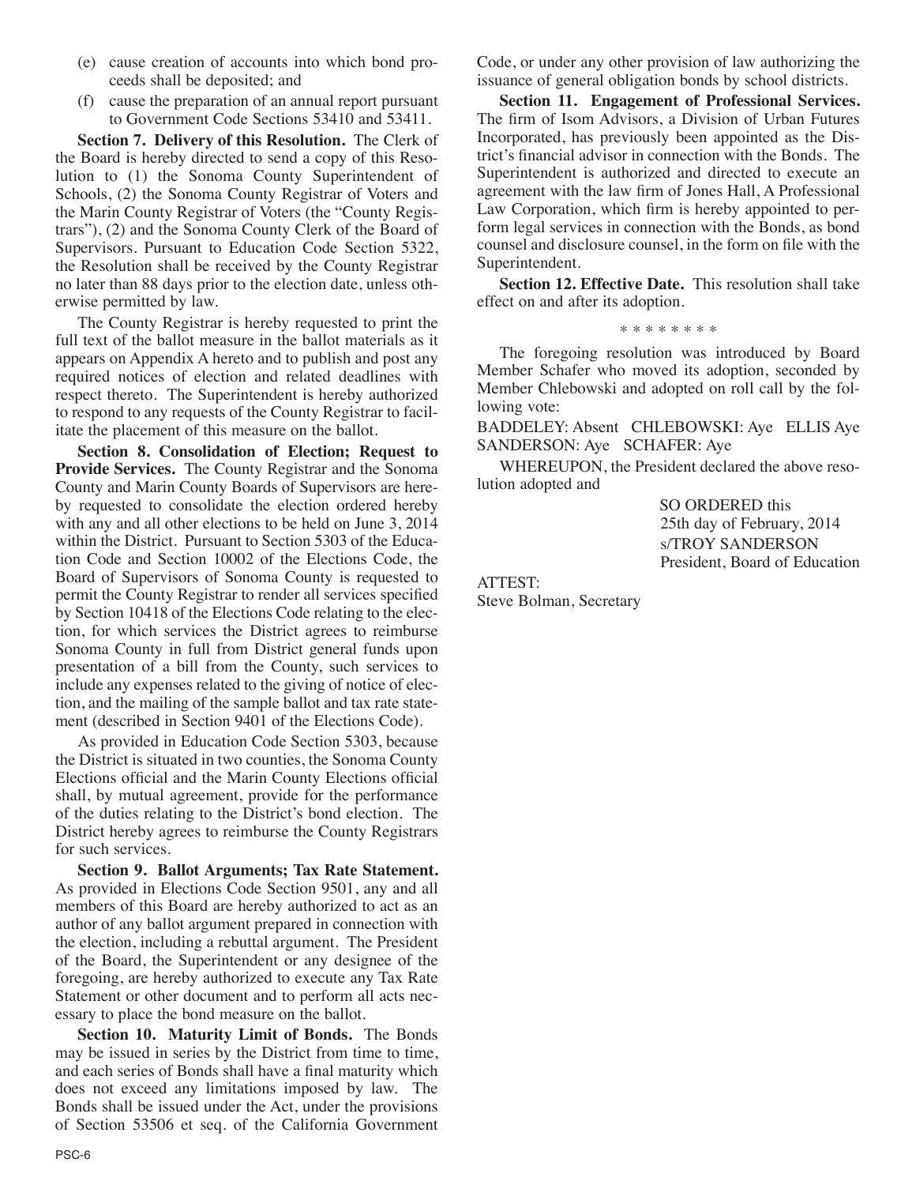(e) cause creation of accounts into which bond proceeds shall be deposited; and

(f) cause the preparation of an annual report pursuant to Government Code Sections 53410 and 53411.

**Section 7. Delivery of this Resolution.** The Clerk of the Board is hereby directed to send a copy of this Resolution to (1) the Sonoma County Superintendent of Schools, (2) the Sonoma County Registrar of Voters and the Marin County Registrar of Voters (the "County Registrars"), (2) and the Sonoma County Clerk of the Board of Supervisors. Pursuant to Education Code Section 5322, the Resolution shall be received by the County Registrar no later than 88 days prior to the election date, unless otherwise permitted by law.

The County Registrar is hereby requested to print the full text of the ballot measure in the ballot materials as it appears on Appendix A hereto and to publish and post any required notices of election and related deadlines with respect thereto. The Superintendent is hereby authorized to respond to any requests of the County Registrar to facilitate the placement of this measure on the ballot.

**Section 8. Consolidation of Election; Request to Provide Services.** The County Registrar and the Sonoma County and Marin County Boards of Supervisors are hereby requested to consolidate the election ordered hereby with any and all other elections to be held on June 3, 2014 within the District. Pursuant to Section 5303 of the Education Code and Section 10002 of the Elections Code, the Board of Supervisors of Sonoma County is requested to permit the County Registrar to render all services specified by Section 10418 of the Elections Code relating to the election, for which services the District agrees to reimburse Sonoma County in full from District general funds upon presentation of a bill from the County, such services to include any expenses related to the giving of notice of election, and the mailing of the sample ballot and tax rate statement (described in Section 9401 of the Elections Code).

As provided in Education Code Section 5303, because the District is situated in two counties, the Sonoma County Elections official and the Marin County Elections official shall, by mutual agreement, provide for the performance of the duties relating to the District's bond election. The District hereby agrees to reimburse the County Registrars for such services.

**Section 9. Ballot Arguments; Tax Rate Statement.** As provided in Elections Code Section 9501, any and all members of this Board are hereby authorized to act as an author of any ballot argument prepared in connection with the election, including a rebuttal argument. The President of the Board, the Superintendent or any designee of the foregoing, are hereby authorized to execute any Tax Rate Statement or other document and to perform all acts necessary to place the bond measure on the ballot.

**Section 10. Maturity Limit of Bonds.** The Bonds may be issued in series by the District from time to time, and each series of Bonds shall have a final maturity which does not exceed any limitations imposed by law. The Bonds shall be issued under the Act, under the provisions of Section 53506 et seq. of the California Government Code, or under any other provision of law authorizing the issuance of general obligation bonds by school districts.

**Section 11. Engagement of Professional Services.** The firm of Isom Advisors, a Division of Urban Futures Incorporated, has previously been appointed as the District's financial advisor in connection with the Bonds. The Superintendent is authorized and directed to execute an agreement with the law firm of Jones Hall, A Professional Law Corporation, which firm is hereby appointed to perform legal services in connection with the Bonds, as bond counsel and disclosure counsel, in the form on file with the Superintendent.

**Section 12. Effective Date.** This resolution shall take effect on and after its adoption.

\* \* \* \* \* \* \* \*

The foregoing resolution was introduced by Board Member Schafer who moved its adoption, seconded by Member Chlebowski and adopted on roll call by the following vote:

BADDELEY: Absent CHLEBOWSKI: Aye ELLIS Aye SANDERSON: Aye SCHAFER: Aye

WHEREUPON, the President declared the above resolution adopted and

SO ORDERED this
25th day of February, 2014
s/TROY SANDERSON
President, Board of Education

ATTEST:
Steve Bolman, Secretary